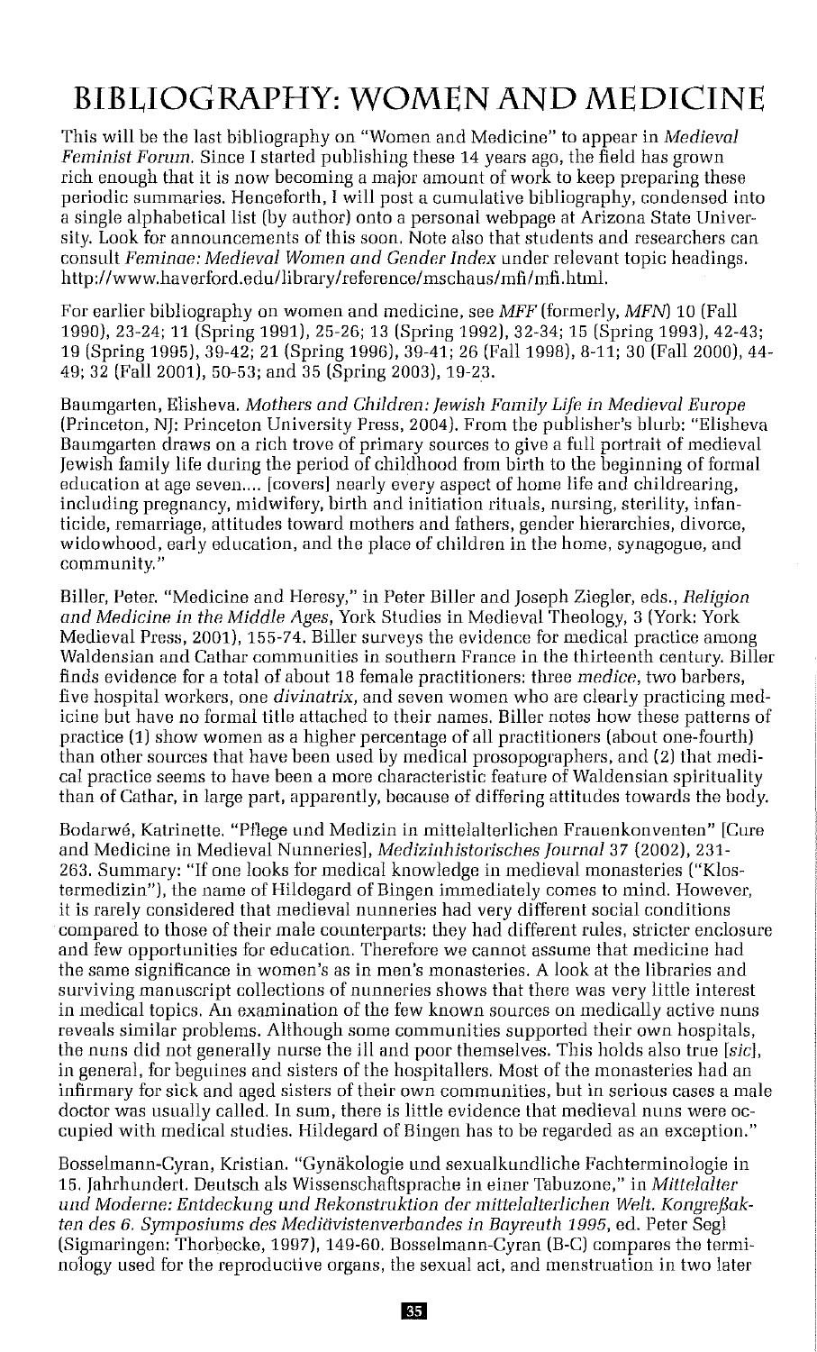# BIBLIOGRAPHY: WOMEN AND MEDICINE

This will be the last bibliography on "Women and Medicine" to appear in *Medieval Feminist Forum*. Since I started publishing these 14 years ago, the field has grown rich enough that it is now becoming a major amount of work to keep preparing these periodic summaries. Henceforth, I will post a cumulative bibliography, condensed into a single alphabetical list (by author) onto a personal webpage at Arizona State University. Look for announcements of this soon. Note also that students and researchers can consult *Feminae: Medieval Women and Gender Index* under relevant topic headings. http://www.haverford.edu/library/reference/mschaus/mfi/mfi.html.

For earlier bibliography on women and medicine, see *MFF* (formerly, *MFN*) 10 (Fall 1990), 23-24; 11 (Spring 1991), 25-26; 13 (Spring 1992), 32-34; 15 (Spring 1993), 42-43; 19 (Spring 1995), 39-42; 21 (Spring 1996), 39-41; 26 (Fall 1998), 8-11; 30 (Fall 2000), 44-49; 32 (Fall 2001), 50-53; and 35 (Spring 2003), 19-23.

Baumgarten, Elisheva. *Mothers and Children: Jewish Family Life in Medieval Europe* (Princeton, NJ: Princeton University Press, 2004). From the publisher's blurb: "Elisheva Baumgarten draws on a rich trove of primary sources to give a full portrait of medieval Jewish family life during the period of childhood from birth to the beginning of formal education at age seven.... [covers] nearly every aspect of home life and childrearing, including pregnancy, midwifery, birth and initiation rituals, nursing, sterility, infanticide, remarriage, attitudes toward mothers and fathers, gender hierarchies, divorce, widowhood, early education, and the place of children in the home, synagogue, and community."

Biller, Peter. "Medicine and Heresy," in Peter Biller and Joseph Ziegler, eds., *Religion and Medicine in the Middle Ages*, York Studies in Medieval Theology, 3 (York: York Medieval Press, 2001), 155-74. Biller surveys the evidence for medical practice among Waldensian and Cathar communities in southern France in the thirteenth century. Biller finds evidence for a total of about 18 female practitioners: three *medice*, two barbers, five hospital workers, one *divinatrix*, and seven women who are clearly practicing medicine but have no formal title attached to their names. Biller notes how these patterns of practice (1) show women as a higher percentage of all practitioners (about one-fourth) than other sources that have been used by medical prosopographers, and (2) that medical practice seems to have been a more characteristic feature of Waldensian spirituality than of Cathar, in large part, apparently, because of differing attitudes towards the body.

Bodarwé, Katrinette. "Pflege und Medizin in mittelalterlichen Frauenkonventen" [Cure and Medicine in Medieval Nunneries], *Medizinhistorisches Journal* 37 (2002), 231-263. Summary: "If one looks for medical knowledge in medieval monasteries ("Klostermedizin"), the name of Hildegard of Bingen immediately comes to mind. However, it is rarely considered that medieval nunneries had very different social conditions compared to those of their male counterparts: they had different rules, stricter enclosure and few opportunities for education. Therefore we cannot assume that medicine had the same significance in women's as in men's monasteries. A look at the libraries and surviving manuscript collections of nunneries shows that there was very little interest in medical topics. An examination of the few known sources on medically active nuns reveals similar problems. Although some communities supported their own hospitals, the nuns did not generally nurse the ill and poor themselves. This holds also true [*sic*], in general, for beguines and sisters of the hospitallers. Most of the monasteries had an infirmary for sick and aged sisters of their own communities, but in serious cases a male doctor was usually called. In sum, there is little evidence that medieval nuns were occupied with medical studies. Hildegard of Bingen has to be regarded as an exception."

Bosselmann-Cyran, Kristian. "Gynäkologie und sexualkundliche Fachterminologie in 15. Jahrhundert. Deutsch als Wissenschaftsprache in einer Tabuzone," in *Mittelalter und Moderne: Entdeckung und Rekonstruktion der mittelalterlichen Welt. Kongreßakten des 6. Symposiums des Mediävistenverbandes in Bayreuth 1995*, ed. Peter Segl (Sigmaringen: Thorbecke, 1997), 149-60. Bosselmann-Cyran (B-C) compares the terminology used for the reproductive organs, the sexual act, and menstruation in two later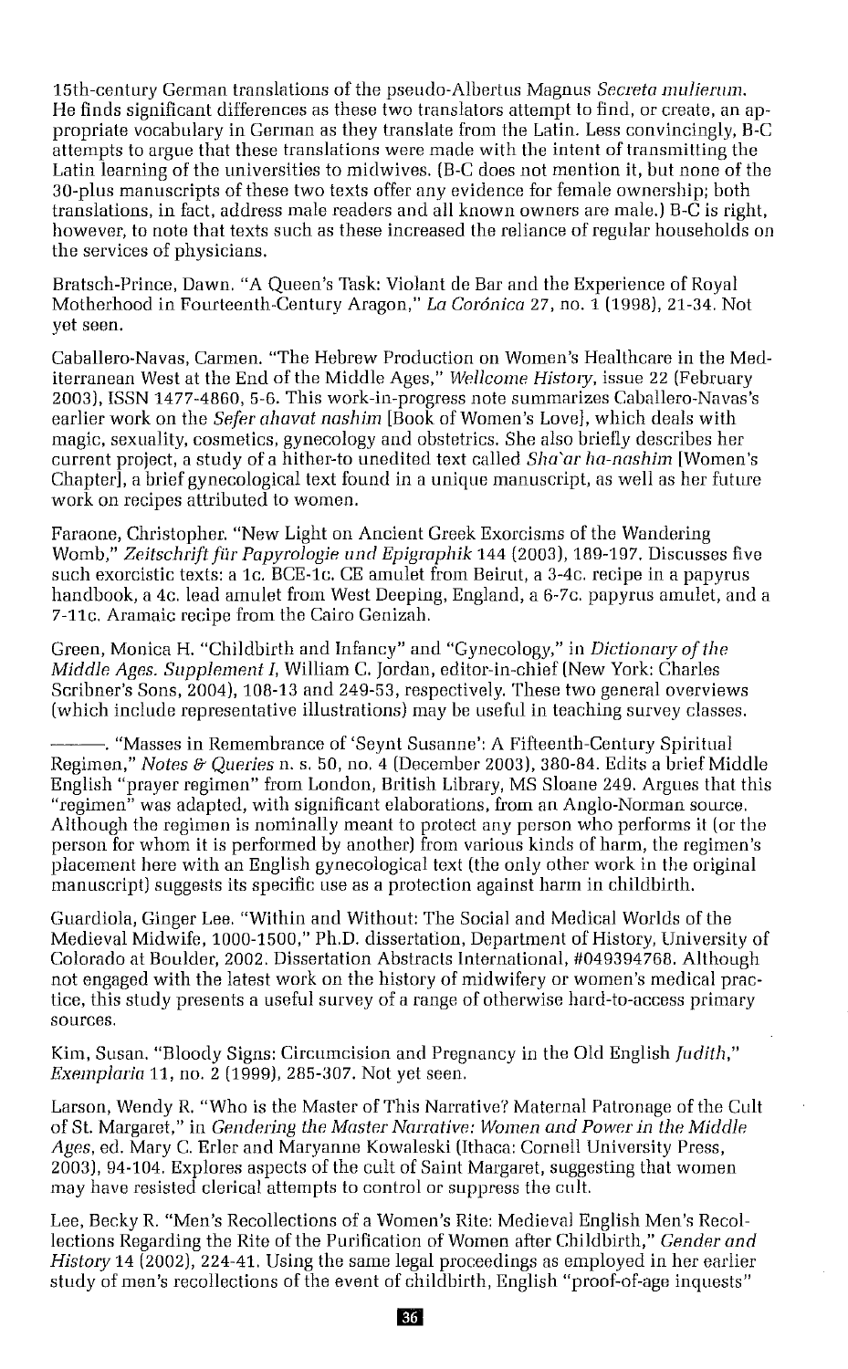15th-century German translations of the pseudo-Albertus Magnus *Secreta mulierum*. He finds significant differences as these two translators attempt to find, or create, an appropriate vocabulary in German as they translate from the Latin. Less convincingly, B-C attempts to argue that these translations were made with the intent of transmitting the Latin learning of the universities to midwives. (B-C does not mention it, but none of the 30-plus manuscripts of these two texts offer any evidence for female ownership; both translations, in fact, address male readers and all known owners are male.) B-C is right, however, to note that texts such as these increased the reliance of regular households on the services of physicians.

Bratsch-Prince, Dawn. "A Queen's Task: Violant de Bar and the Experience of Royal Motherhood in Fourteenth-Century Aragon," *La Corónica* 27, no. 1 (1998), 21-34. Not yet seen.

Caballero-Navas, Carmen. "The Hebrew Production on Women's Healthcare in the Mediterranean West at the End of the Middle Ages," *Wellcome History*, issue 22 (February 2003), ISSN 1477-4860, 5-6. This work-in-progress note summarizes Caballero-Navas's earlier work on the *Sefer ahavat nashim* [Book of Women's Love], which deals with magic, sexuality, cosmetics, gynecology and obstetrics. She also briefly describes her current project, a study of a hither-to unedited text called *Sha'ar ha-nashim* [Women's Chapter], a brief gynecological text found in a unique manuscript, as well as her future work on recipes attributed to women.

Faraone, Christopher. "New Light on Ancient Greek Exorcisms of the Wandering Womb," *Zeitschrift für Papyrologie und Epigraphik* 144 (2003), 189-197. Discusses five such exorcistic texts: a 1c. BCE-1c. CE amulet from Beirut, a 3-4c. recipe in a papyrus handbook, a 4c. lead amulet from West Deeping, England, a 6-7c. papyrus amulet, and a 7-11c. Aramaic recipe from the Cairo Genizah.

Green, Monica H. "Childbirth and Infancy" and "Gynecology," in *Dictionary of the Middle Ages. Supplement I*, William C. Jordan, editor-in-chief (New York: Charles Scribner's Sons, 2004), 108-13 and 249-53, respectively. These two general overviews (which include representative illustrations) may be useful in teaching survey classes.

———. "Masses in Remembrance of 'Seynt Susanne': A Fifteenth-Century Spiritual Regimen," *Notes & Queries* n. s. 50, no. 4 (December 2003), 380-84. Edits a brief Middle English "prayer regimen" from London, British Library, MS Sloane 249. Argues that this "regimen" was adapted, with significant elaborations, from an Anglo-Norman source. Although the regimen is nominally meant to protect any person who performs it (or the person for whom it is performed by another) from various kinds of harm, the regimen's placement here with an English gynecological text (the only other work in the original manuscript) suggests its specific use as a protection against harm in childbirth.

Guardiola, Ginger Lee. "Within and Without: The Social and Medical Worlds of the Medieval Midwife, 1000-1500," Ph.D. dissertation, Department of History, University of Colorado at Boulder, 2002. Dissertation Abstracts International, #049394768. Although not engaged with the latest work on the history of midwifery or women's medical practice, this study presents a useful survey of a range of otherwise hard-to-access primary sources.

Kim, Susan. "Bloody Signs: Circumcision and Pregnancy in the Old English *Judith*," *Exemplaria* 11, no. 2 (1999), 285-307. Not yet seen.

Larson, Wendy R. "Who is the Master of This Narrative? Maternal Patronage of the Cult of St. Margaret," in *Gendering the Master Narrative: Women and Power in the Middle Ages*, ed. Mary C. Erler and Maryanne Kowaleski (Ithaca: Cornell University Press, 2003), 94-104. Explores aspects of the cult of Saint Margaret, suggesting that women may have resisted clerical attempts to control or suppress the cult.

Lee, Becky R. "Men's Recollections of a Women's Rite: Medieval English Men's Recollections Regarding the Rite of the Purification of Women after Childbirth," *Gender and History* 14 (2002), 224-41. Using the same legal proceedings as employed in her earlier study of men's recollections of the event of childbirth, English "proof-of-age inquests"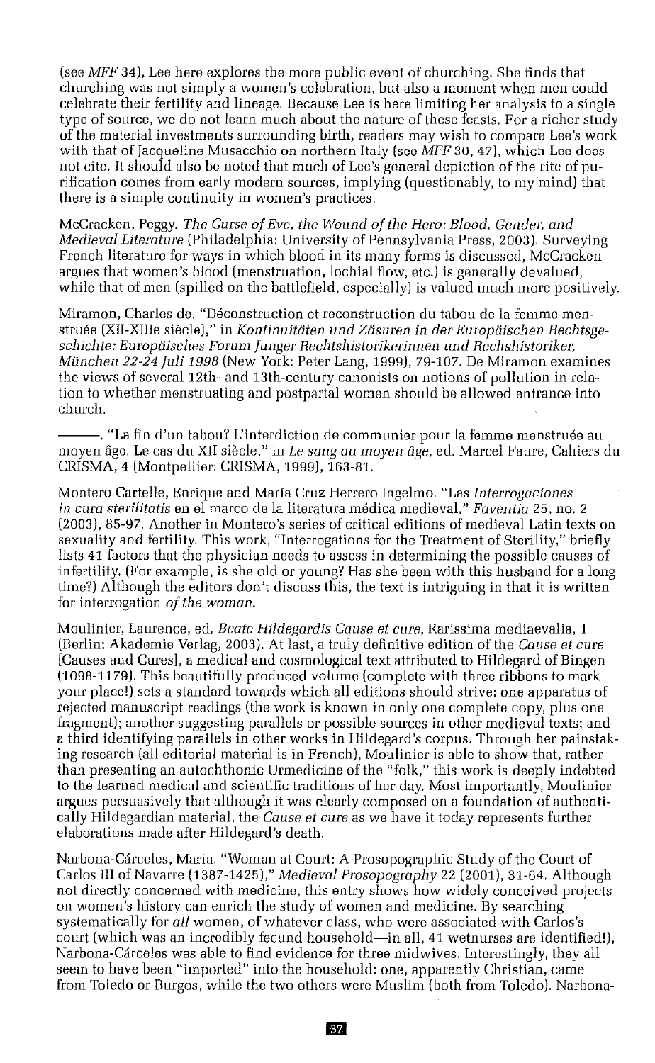(see *MFF* 34), Lee here explores the more public event of churching. She finds that churching was not simply a women's celebration, but also a moment when men could celebrate their fertility and lineage. Because Lee is here limiting her analysis to a single type of source, we do not learn much about the nature of these feasts. For a richer study of the material investments surrounding birth, readers may wish to compare Lee's work with that of Jacqueline Musacchio on northern Italy (see *MFF* 30, 47), which Lee does not cite. It should also be noted that much of Lee's general depiction of the rite of purification comes from early modern sources, implying (questionably, to my mind) that there is a simple continuity in women's practices.

McCracken, Peggy. *The Curse of Eve, the Wound of the Hero: Blood, Gender, and Medieval Literature* (Philadelphia: University of Pennsylvania Press, 2003). Surveying French literature for ways in which blood in its many forms is discussed, McCracken argues that women's blood (menstruation, lochial flow, etc.) is generally devalued, while that of men (spilled on the battlefield, especially) is valued much more positively.

Miramon, Charles de. "Déconstruction et reconstruction du tabou de la femme menstruée (XII-XIIIe siècle)," in *Kontinuitäten und Zäsuren in der Europäischen Rechtsgeschichte: Europäisches Forum Junger Rechtshistorikerinnen und Rechshistoriker, München 22-24 Juli 1998* (New York: Peter Lang, 1999), 79-107. De Miramon examines the views of several 12th- and 13th-century canonists on notions of pollution in relation to whether menstruating and postpartal women should be allowed entrance into church.

———. "La fin d'un tabou? L'interdiction de communier pour la femme menstruée au moyen âge. Le cas du XII siècle," in *Le sang au moyen âge*, ed. Marcel Faure, Cahiers du CRISMA, 4 (Montpellier: CRISMA, 1999), 163-81.

Montero Cartelle, Enrique and María Cruz Herrero Ingelmo. "Las *Interrogaciones in cura sterilitatis* en el marco de la literatura médica medieval," *Faventia* 25, no. 2 (2003), 85-97. Another in Montero's series of critical editions of medieval Latin texts on sexuality and fertility. This work, "Interrogations for the Treatment of Sterility," briefly lists 41 factors that the physician needs to assess in determining the possible causes of infertility. (For example, is she old or young? Has she been with this husband for a long time?) Although the editors don't discuss this, the text is intriguing in that it is written for interrogation *of the woman*.

Moulinier, Laurence, ed. *Beate Hildegardis Cause et cure*, Rarissima mediaevalia, 1 (Berlin: Akademie Verlag, 2003). At last, a truly definitive edition of the *Cause et cure* [Causes and Cures], a medical and cosmological text attributed to Hildegard of Bingen (1098-1179). This beautifully produced volume (complete with three ribbons to mark your place!) sets a standard towards which all editions should strive: one apparatus of rejected manuscript readings (the work is known in only one complete copy, plus one fragment); another suggesting parallels or possible sources in other medieval texts; and a third identifying parallels in other works in Hildegard's corpus. Through her painstaking research (all editorial material is in French), Moulinier is able to show that, rather than presenting an autochthonic Urmedicine of the "folk," this work is deeply indebted to the learned medical and scientific traditions of her day. Most importantly, Moulinier argues persuasively that although it was clearly composed on a foundation of authentically Hildegardian material, the *Cause et cure* as we have it today represents further elaborations made after Hildegard's death.

Narbona-Cárceles, María. "Woman at Court: A Prosopographic Study of the Court of Carlos III of Navarre (1387-1425)," *Medieval Prosopography* 22 (2001), 31-64. Although not directly concerned with medicine, this entry shows how widely conceived projects on women's history can enrich the study of women and medicine. By searching systematically for *all* women, of whatever class, who were associated with Carlos's court (which was an incredibly fecund household—in all, 41 wetnurses are identified!), Narbona-Cárceles was able to find evidence for three midwives. Interestingly, they all seem to have been "imported" into the household: one, apparently Christian, came from Toledo or Burgos, while the two others were Muslim (both from Toledo). Narbona-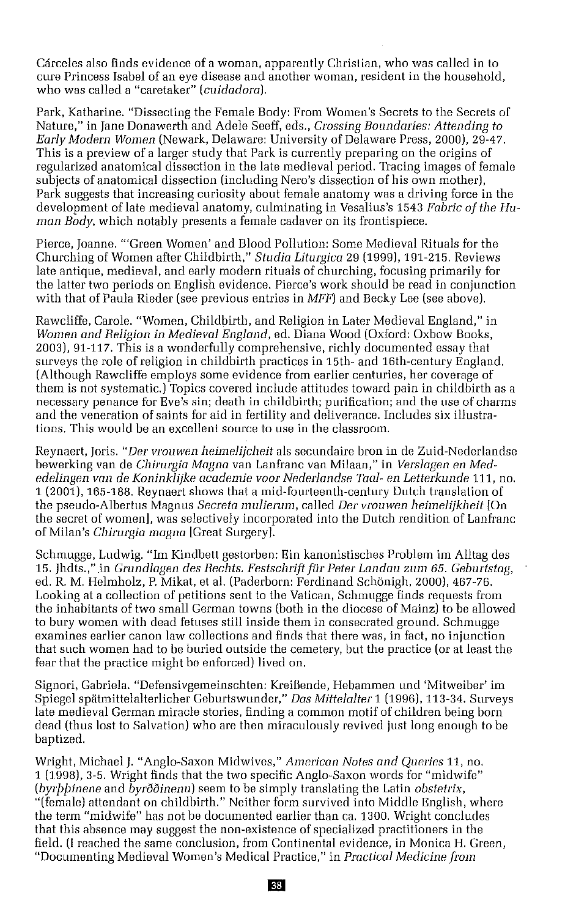Cárceles also finds evidence of a woman, apparently Christian, who was called in to cure Princess Isabel of an eye disease and another woman, resident in the household, who was called a "caretaker" (*cuidadora*).

Park, Katharine. "Dissecting the Female Body: From Women's Secrets to the Secrets of Nature," in Jane Donawerth and Adele Seeff, eds., *Crossing Boundaries: Attending to Early Modern Women* (Newark, Delaware: University of Delaware Press, 2000), 29-47. This is a preview of a larger study that Park is currently preparing on the origins of regularized anatomical dissection in the late medieval period. Tracing images of female subjects of anatomical dissection (including Nero's dissection of his own mother), Park suggests that increasing curiosity about female anatomy was a driving force in the development of late medieval anatomy, culminating in Vesalius's 1543 *Fabric of the Human Body*, which notably presents a female cadaver on its frontispiece.

Pierce, Joanne. "'Green Women' and Blood Pollution: Some Medieval Rituals for the Churching of Women after Childbirth," *Studia Liturgica* 29 (1999), 191-215. Reviews late antique, medieval, and early modern rituals of churching, focusing primarily for the latter two periods on English evidence. Pierce's work should be read in conjunction with that of Paula Rieder (see previous entries in *MFF*) and Becky Lee (see above).

Rawcliffe, Carole. "Women, Childbirth, and Religion in Later Medieval England," in *Women and Religion in Medieval England*, ed. Diana Wood (Oxford: Oxbow Books, 2003), 91-117. This is a wonderfully comprehensive, richly documented essay that surveys the role of religion in childbirth practices in 15th- and 16th-century England. (Although Rawcliffe employs some evidence from earlier centuries, her coverage of them is not systematic.) Topics covered include attitudes toward pain in childbirth as a necessary penance for Eve's sin; death in childbirth; purification; and the use of charms and the veneration of saints for aid in fertility and deliverance. Includes six illustrations. This would be an excellent source to use in the classroom.

Reynaert, Joris. "*Der vrouwen heimelijcheit* als secundaire bron in de Zuid-Nederlandse bewerking van de *Chirurgia Magna* van Lanfranc van Milaan," in *Verslagen en Mededelingen van de Koninklijke academie voor Nederlandse Taal- en Letterkunde* 111, no. 1 (2001), 165-188. Reynaert shows that a mid-fourteenth-century Dutch translation of the pseudo-Albertus Magnus *Secreta mulierum*, called *Der vrouwen heimelijkheit* [On the secret of women], was selectively incorporated into the Dutch rendition of Lanfranc of Milan's *Chirurgia magna* [Great Surgery].

Schmugge, Ludwig. "Im Kindbett gestorben: Ein kanonistisches Problem im Alltag des 15. Jhdts.," in *Grundlagen des Rechts. Festschrift für Peter Landau zum 65. Geburtstag*, ed. R. M. Helmholz, P. Mikat, et al. (Paderborn: Ferdinand Schönigh, 2000), 467-76. Looking at a collection of petitions sent to the Vatican, Schmugge finds requests from the inhabitants of two small German towns (both in the diocese of Mainz) to be allowed to bury women with dead fetuses still inside them in consecrated ground. Schmugge examines earlier canon law collections and finds that there was, in fact, no injunction that such women had to be buried outside the cemetery, but the practice (or at least the fear that the practice might be enforced) lived on.

Signori, Gabriela. "Defensivgemeinschten: Kreißende, Hebammen und 'Mitweiber' im Spiegel spätmittelalterlicher Geburtswunder," *Das Mittelalter* 1 (1996), 113-34. Surveys late medieval German miracle stories, finding a common motif of children being born dead (thus lost to Salvation) who are then miraculously revived just long enough to be baptized.

Wright, Michael J. "Anglo-Saxon Midwives," *American Notes and Queries* 11, no. 1 (1998), 3-5. Wright finds that the two specific Anglo-Saxon words for "midwife" (*byrþþinene* and *byrððinenu*) seem to be simply translating the Latin *obstetrix*, "(female) attendant on childbirth." Neither form survived into Middle English, where the term "midwife" has not be documented earlier than ca. 1300. Wright concludes that this absence may suggest the non-existence of specialized practitioners in the field. (I reached the same conclusion, from Continental evidence, in Monica H. Green, "Documenting Medieval Women's Medical Practice," in *Practical Medicine from*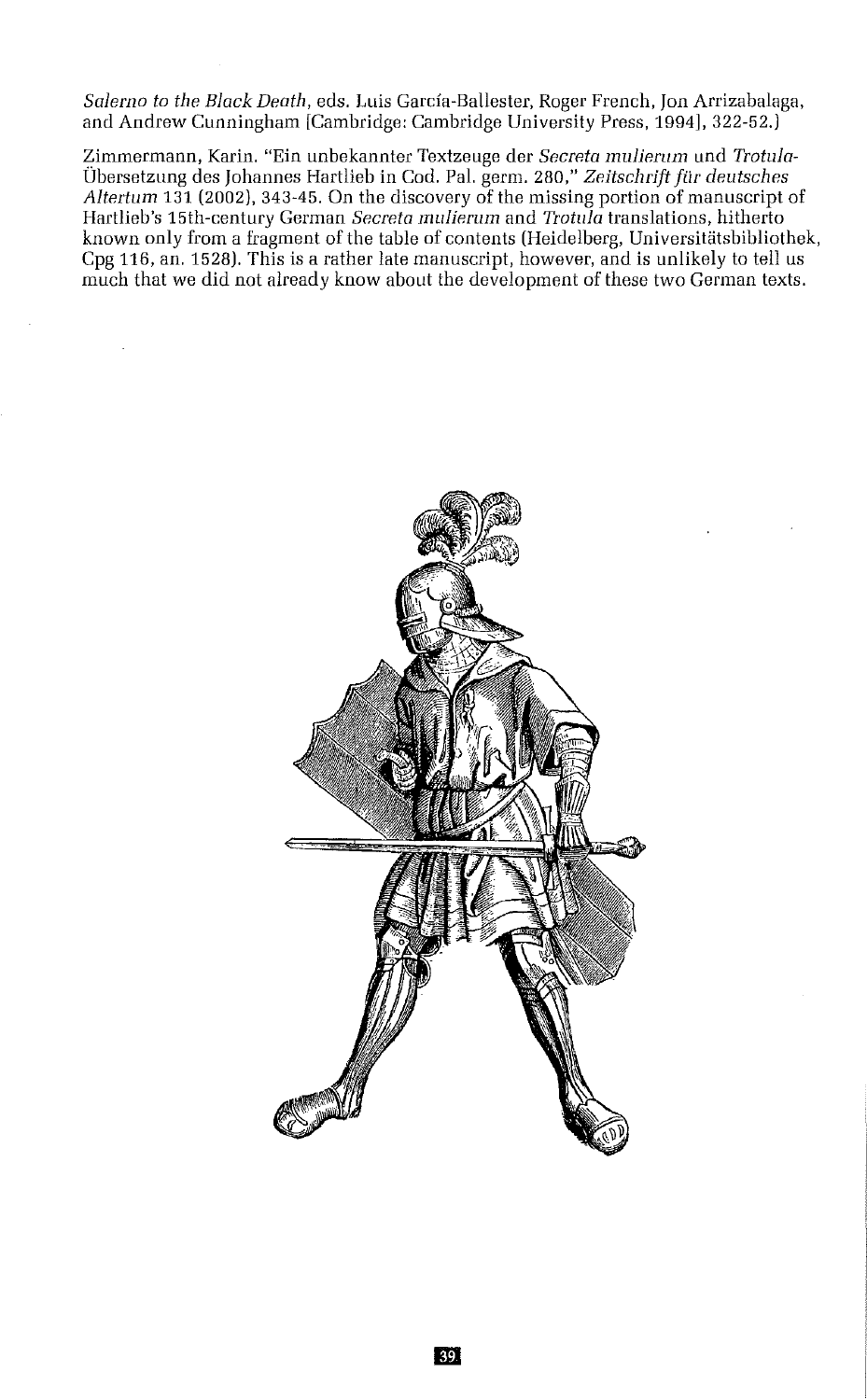*Salerno to the Black Death*, eds. Luis García-Ballester, Roger French, Jon Arrizabalaga, and Andrew Cunningham [Cambridge: Cambridge University Press, 1994], 322-52.)

Zimmermann, Karin. "Ein unbekannter Textzeuge der *Secreta mulierum* und *Trotula*-Übersetzung des Johannes Hartlieb in Cod. Pal. germ. 280," *Zeitschrift für deutsches Altertum* 131 (2002), 343-45. On the discovery of the missing portion of manuscript of Hartlieb's 15th-century German *Secreta mulierum* and *Trotula* translations, hitherto known only from a fragment of the table of contents (Heidelberg, Universitätsbibliothek, Cpg 116, an. 1528). This is a rather late manuscript, however, and is unlikely to tell us much that we did not already know about the development of these two German texts.